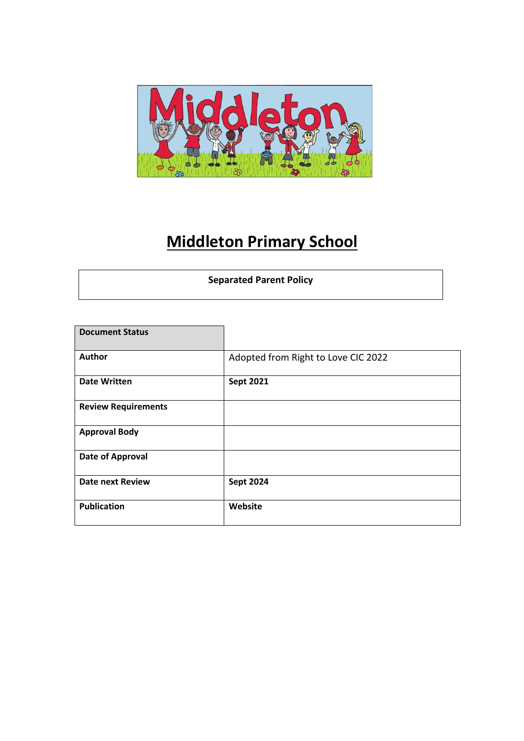# Middleton Primary School

**Separated Parent Policy**

| **Document Status** | |
|---|---|
| **Author** | Adopted from Right to Love CIC 2022 |
| **Date Written** | **Sept 2021** |
| **Review Requirements** | |
| **Approval Body** | |
| **Date of Approval** | |
| **Date next Review** | **Sept 2024** |
| **Publication** | **Website** |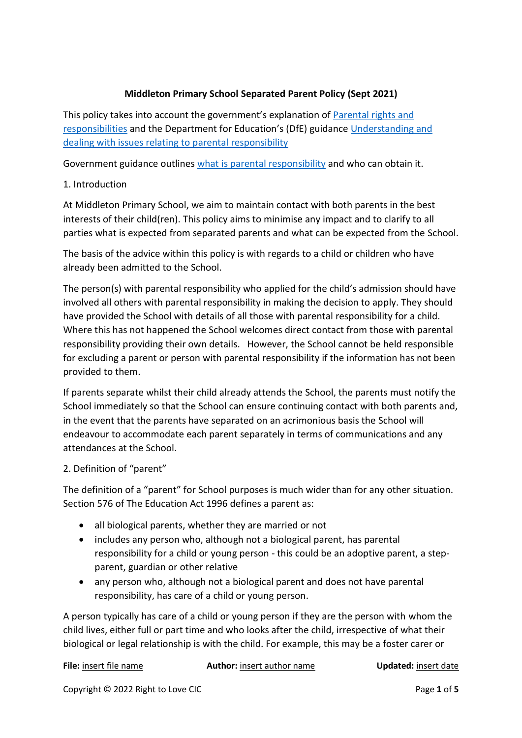**Middleton Primary School Separated Parent Policy (Sept 2021)**

This policy takes into account the government's explanation of [Parental rights and responsibilities] and the Department for Education's (DfE) guidance [Understanding and dealing with issues relating to parental responsibility]

Government guidance outlines [what is parental responsibility] and who can obtain it.

1. Introduction

At Middleton Primary School, we aim to maintain contact with both parents in the best interests of their child(ren). This policy aims to minimise any impact and to clarify to all parties what is expected from separated parents and what can be expected from the School.

The basis of the advice within this policy is with regards to a child or children who have already been admitted to the School.

The person(s) with parental responsibility who applied for the child's admission should have involved all others with parental responsibility in making the decision to apply. They should have provided the School with details of all those with parental responsibility for a child. Where this has not happened the School welcomes direct contact from those with parental responsibility providing their own details. However, the School cannot be held responsible for excluding a parent or person with parental responsibility if the information has not been provided to them.

If parents separate whilst their child already attends the School, the parents must notify the School immediately so that the School can ensure continuing contact with both parents and, in the event that the parents have separated on an acrimonious basis the School will endeavour to accommodate each parent separately in terms of communications and any attendances at the School.

2. Definition of "parent"

The definition of a "parent" for School purposes is much wider than for any other situation. Section 576 of The Education Act 1996 defines a parent as:

- all biological parents, whether they are married or not
- includes any person who, although not a biological parent, has parental responsibility for a child or young person - this could be an adoptive parent, a step-parent, guardian or other relative
- any person who, although not a biological parent and does not have parental responsibility, has care of a child or young person.

A person typically has care of a child or young person if they are the person with whom the child lives, either full or part time and who looks after the child, irrespective of what their biological or legal relationship is with the child. For example, this may be a foster carer or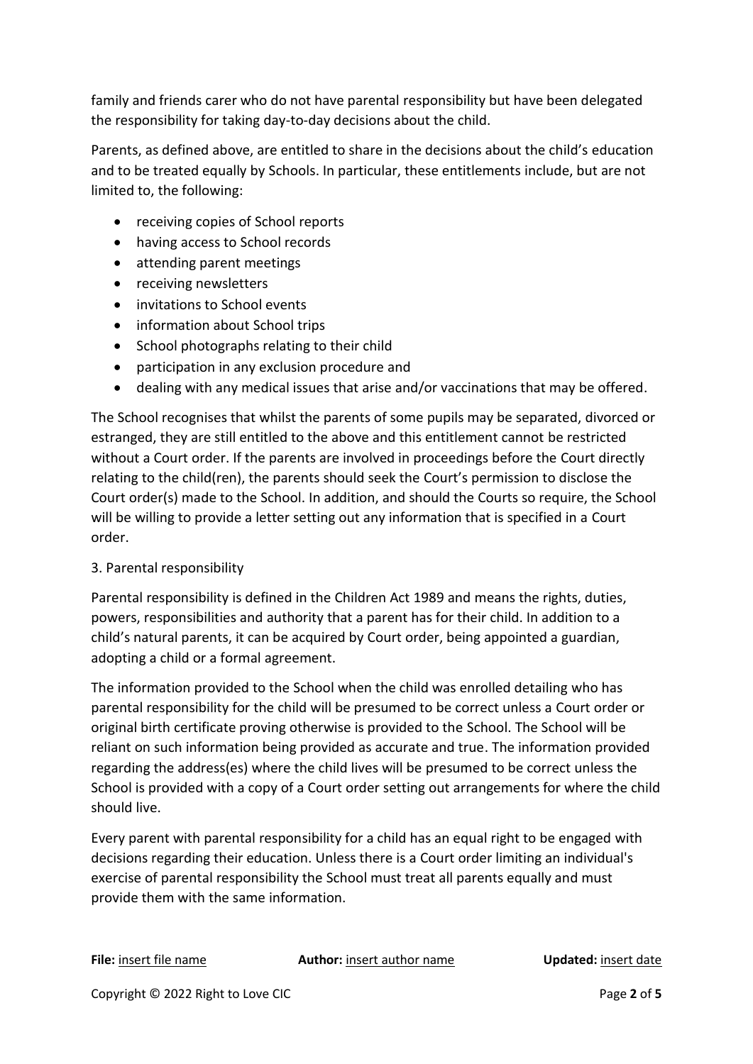family and friends carer who do not have parental responsibility but have been delegated the responsibility for taking day-to-day decisions about the child.

Parents, as defined above, are entitled to share in the decisions about the child's education and to be treated equally by Schools. In particular, these entitlements include, but are not limited to, the following:

- receiving copies of School reports
- having access to School records
- attending parent meetings
- receiving newsletters
- invitations to School events
- information about School trips
- School photographs relating to their child
- participation in any exclusion procedure and
- dealing with any medical issues that arise and/or vaccinations that may be offered.

The School recognises that whilst the parents of some pupils may be separated, divorced or estranged, they are still entitled to the above and this entitlement cannot be restricted without a Court order. If the parents are involved in proceedings before the Court directly relating to the child(ren), the parents should seek the Court's permission to disclose the Court order(s) made to the School. In addition, and should the Courts so require, the School will be willing to provide a letter setting out any information that is specified in a Court order.

## 3. Parental responsibility

Parental responsibility is defined in the Children Act 1989 and means the rights, duties, powers, responsibilities and authority that a parent has for their child. In addition to a child's natural parents, it can be acquired by Court order, being appointed a guardian, adopting a child or a formal agreement.

The information provided to the School when the child was enrolled detailing who has parental responsibility for the child will be presumed to be correct unless a Court order or original birth certificate proving otherwise is provided to the School. The School will be reliant on such information being provided as accurate and true. The information provided regarding the address(es) where the child lives will be presumed to be correct unless the School is provided with a copy of a Court order setting out arrangements for where the child should live.

Every parent with parental responsibility for a child has an equal right to be engaged with decisions regarding their education. Unless there is a Court order limiting an individual's exercise of parental responsibility the School must treat all parents equally and must provide them with the same information.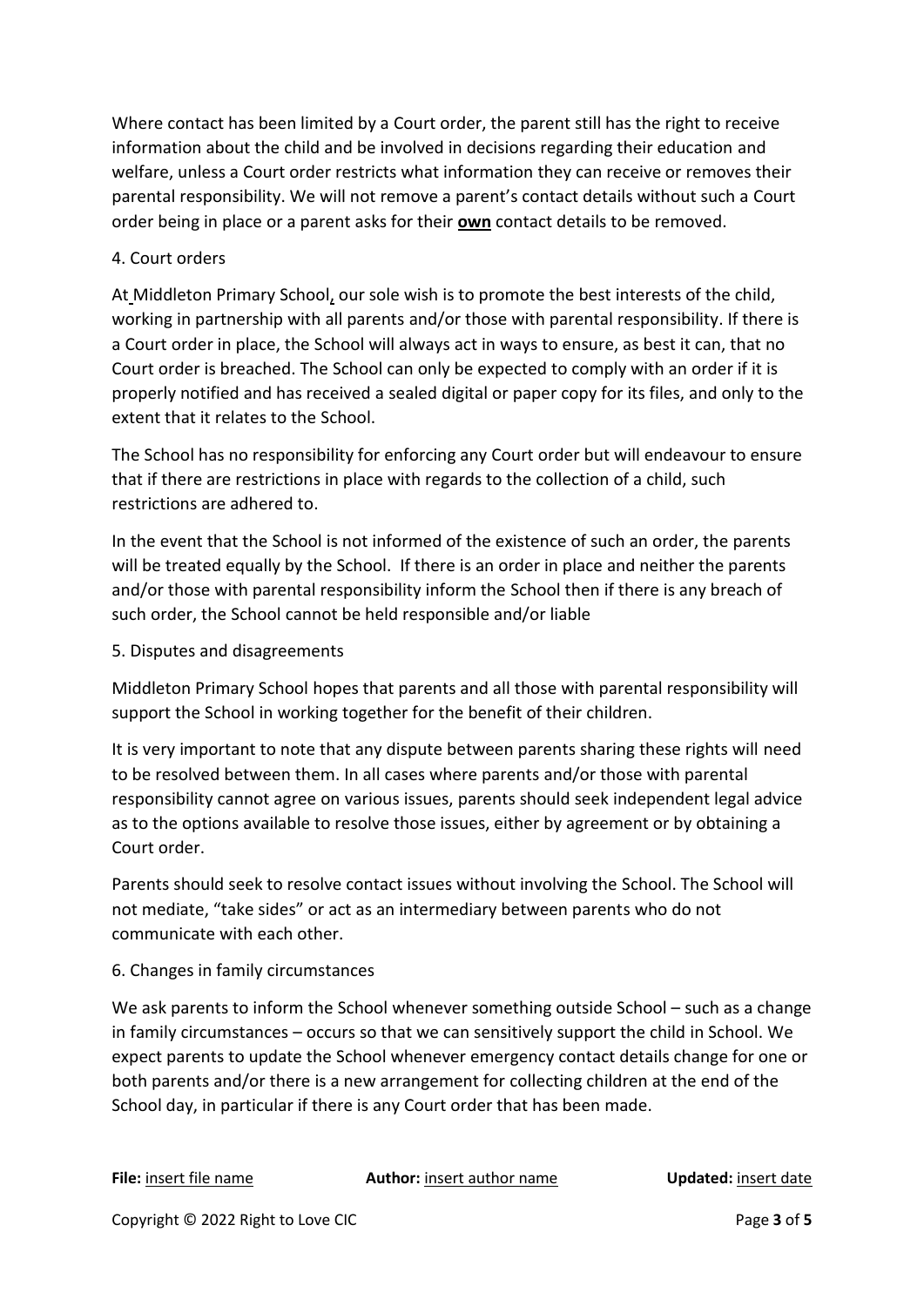Where contact has been limited by a Court order, the parent still has the right to receive information about the child and be involved in decisions regarding their education and welfare, unless a Court order restricts what information they can receive or removes their parental responsibility. We will not remove a parent's contact details without such a Court order being in place or a parent asks for their **own** contact details to be removed.

## 4. Court orders

At Middleton Primary School, our sole wish is to promote the best interests of the child, working in partnership with all parents and/or those with parental responsibility. If there is a Court order in place, the School will always act in ways to ensure, as best it can, that no Court order is breached. The School can only be expected to comply with an order if it is properly notified and has received a sealed digital or paper copy for its files, and only to the extent that it relates to the School.

The School has no responsibility for enforcing any Court order but will endeavour to ensure that if there are restrictions in place with regards to the collection of a child, such restrictions are adhered to.

In the event that the School is not informed of the existence of such an order, the parents will be treated equally by the School. If there is an order in place and neither the parents and/or those with parental responsibility inform the School then if there is any breach of such order, the School cannot be held responsible and/or liable

## 5. Disputes and disagreements

Middleton Primary School hopes that parents and all those with parental responsibility will support the School in working together for the benefit of their children.

It is very important to note that any dispute between parents sharing these rights will need to be resolved between them. In all cases where parents and/or those with parental responsibility cannot agree on various issues, parents should seek independent legal advice as to the options available to resolve those issues, either by agreement or by obtaining a Court order.

Parents should seek to resolve contact issues without involving the School. The School will not mediate, "take sides" or act as an intermediary between parents who do not communicate with each other.

## 6. Changes in family circumstances

We ask parents to inform the School whenever something outside School – such as a change in family circumstances – occurs so that we can sensitively support the child in School. We expect parents to update the School whenever emergency contact details change for one or both parents and/or there is a new arrangement for collecting children at the end of the School day, in particular if there is any Court order that has been made.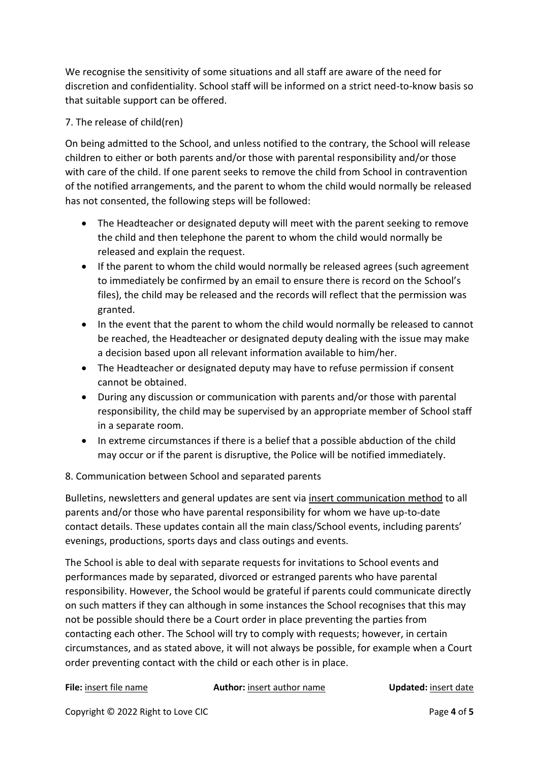We recognise the sensitivity of some situations and all staff are aware of the need for discretion and confidentiality. School staff will be informed on a strict need-to-know basis so that suitable support can be offered.

7. The release of child(ren)

On being admitted to the School, and unless notified to the contrary, the School will release children to either or both parents and/or those with parental responsibility and/or those with care of the child. If one parent seeks to remove the child from School in contravention of the notified arrangements, and the parent to whom the child would normally be released has not consented, the following steps will be followed:

- The Headteacher or designated deputy will meet with the parent seeking to remove the child and then telephone the parent to whom the child would normally be released and explain the request.
- If the parent to whom the child would normally be released agrees (such agreement to immediately be confirmed by an email to ensure there is record on the School's files), the child may be released and the records will reflect that the permission was granted.
- In the event that the parent to whom the child would normally be released to cannot be reached, the Headteacher or designated deputy dealing with the issue may make a decision based upon all relevant information available to him/her.
- The Headteacher or designated deputy may have to refuse permission if consent cannot be obtained.
- During any discussion or communication with parents and/or those with parental responsibility, the child may be supervised by an appropriate member of School staff in a separate room.
- In extreme circumstances if there is a belief that a possible abduction of the child may occur or if the parent is disruptive, the Police will be notified immediately.

8. Communication between School and separated parents

Bulletins, newsletters and general updates are sent via insert communication method to all parents and/or those who have parental responsibility for whom we have up-to-date contact details. These updates contain all the main class/School events, including parents' evenings, productions, sports days and class outings and events.

The School is able to deal with separate requests for invitations to School events and performances made by separated, divorced or estranged parents who have parental responsibility. However, the School would be grateful if parents could communicate directly on such matters if they can although in some instances the School recognises that this may not be possible should there be a Court order in place preventing the parties from contacting each other. The School will try to comply with requests; however, in certain circumstances, and as stated above, it will not always be possible, for example when a Court order preventing contact with the child or each other is in place.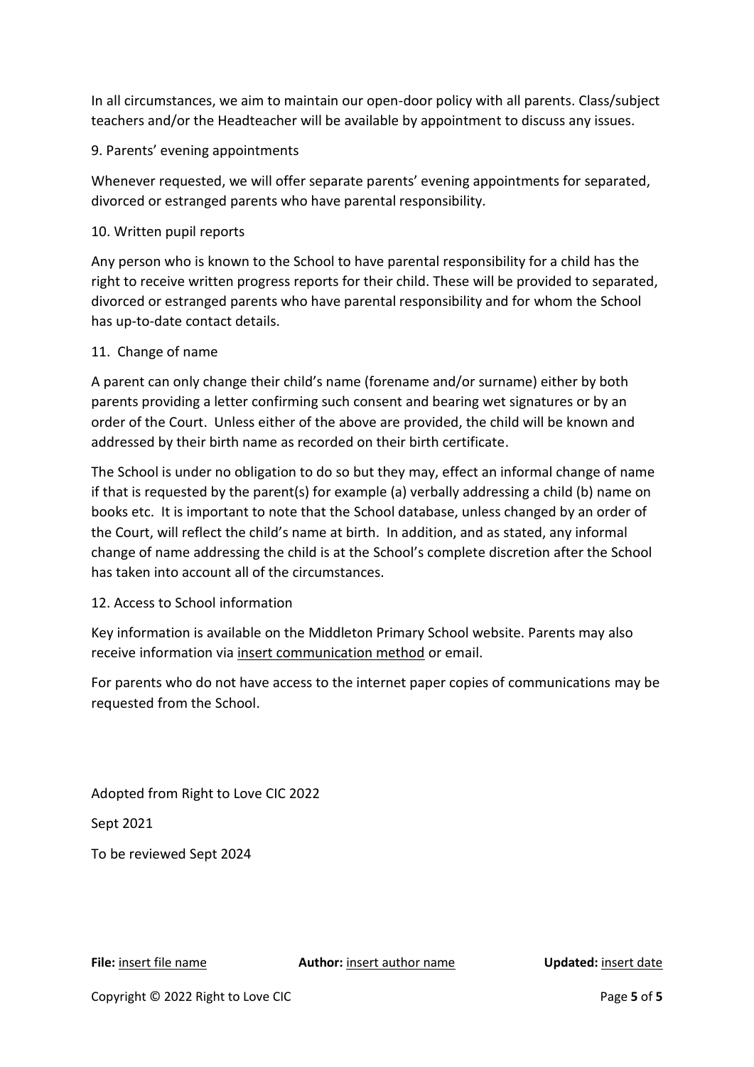In all circumstances, we aim to maintain our open-door policy with all parents. Class/subject teachers and/or the Headteacher will be available by appointment to discuss any issues.

## 9. Parents' evening appointments

Whenever requested, we will offer separate parents' evening appointments for separated, divorced or estranged parents who have parental responsibility.

## 10. Written pupil reports

Any person who is known to the School to have parental responsibility for a child has the right to receive written progress reports for their child. These will be provided to separated, divorced or estranged parents who have parental responsibility and for whom the School has up-to-date contact details.

## 11. Change of name

A parent can only change their child's name (forename and/or surname) either by both parents providing a letter confirming such consent and bearing wet signatures or by an order of the Court. Unless either of the above are provided, the child will be known and addressed by their birth name as recorded on their birth certificate.

The School is under no obligation to do so but they may, effect an informal change of name if that is requested by the parent(s) for example (a) verbally addressing a child (b) name on books etc. It is important to note that the School database, unless changed by an order of the Court, will reflect the child's name at birth. In addition, and as stated, any informal change of name addressing the child is at the School's complete discretion after the School has taken into account all of the circumstances.

## 12. Access to School information

Key information is available on the Middleton Primary School website. Parents may also receive information via insert communication method or email.

For parents who do not have access to the internet paper copies of communications may be requested from the School.

Adopted from Right to Love CIC 2022

Sept 2021

To be reviewed Sept 2024

**File:** insert file name **Author:** insert author name **Updated:** insert date

Copyright © 2022 Right to Love CIC